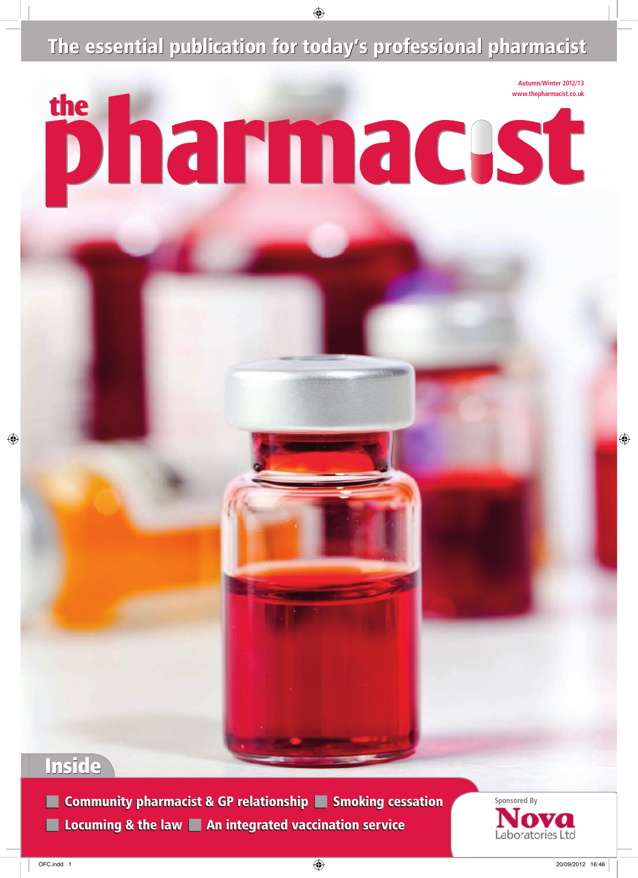The essential publication for today's professional pharmacist

Autumn/Winter 2012/13

www.thepharmacist.co.uk

# the pharmacist

## Inside

- Community pharmacist & GP relationship
- Smoking cessation
- Locuming & the law
- An integrated vaccination service

Sponsored By

Nova Laboratories Ltd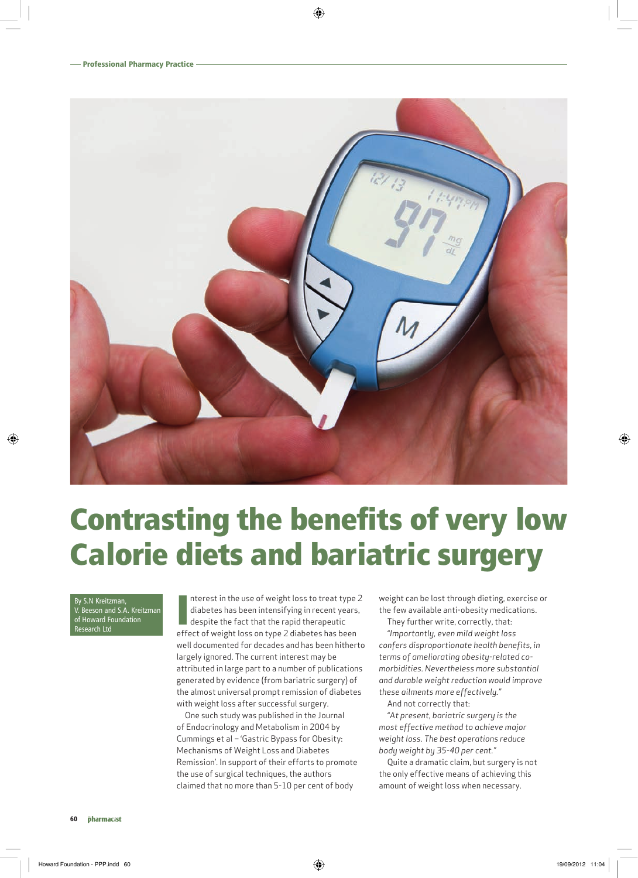# Contrasting the benefits of very low Calorie diets and bariatric surgery

By S.N Kreitzman, V. Beeson and S.A. Kreitzman of Howard Foundation Research Ltd

Interest in the use of weight loss to treat type 2 diabetes has been intensifying in recent years, despite the fact that the rapid therapeutic effect of weight loss on type 2 diabetes has been well documented for decades and has been hitherto largely ignored. The current interest may be attributed in large part to a number of publications generated by evidence (from bariatric surgery) of the almost universal prompt remission of diabetes with weight loss after successful surgery.

One such study was published in the Journal of Endocrinology and Metabolism in 2004 by Cummings et al – 'Gastric Bypass for Obesity: Mechanisms of Weight Loss and Diabetes Remission'. In support of their efforts to promote the use of surgical techniques, the authors claimed that no more than 5-10 per cent of body weight can be lost through dieting, exercise or the the few available anti-obesity medications.

They further write, correctly, that:

*"Importantly, even mild weight loss confers disproportionate health benefits, in terms of ameliorating obesity-related co-morbidities. Nevertheless more substantial and durable weight reduction would improve these ailments more effectively."*

And not correctly that:

*"At present, bariatric surgery is the most effective method to achieve major weight loss. The best operations reduce body weight by 35-40 per cent."*

Quite a dramatic claim, but surgery is not the only effective means of achieving this amount of weight loss when necessary.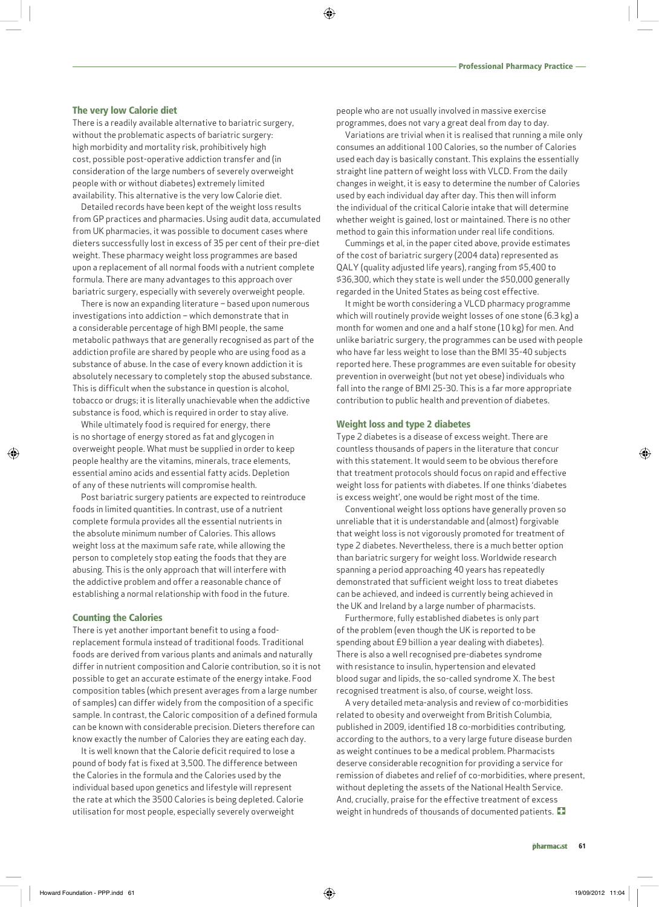## The very low Calorie diet

There is a readily available alternative to bariatric surgery, without the problematic aspects of bariatric surgery: high morbidity and mortality risk, prohibitively high cost, possible post-operative addiction transfer and (in consideration of the large numbers of severely overweight people with or without diabetes) extremely limited availability. This alternative is the very low Calorie diet.

Detailed records have been kept of the weight loss results from GP practices and pharmacies. Using audit data, accumulated from UK pharmacies, it was possible to document cases where dieters successfully lost in excess of 35 per cent of their pre-diet weight. These pharmacy weight loss programmes are based upon a replacement of all normal foods with a nutrient complete formula. There are many advantages to this approach over bariatric surgery, especially with severely overweight people.

There is now an expanding literature – based upon numerous investigations into addiction – which demonstrate that in a considerable percentage of high BMI people, the same metabolic pathways that are generally recognised as part of the addiction profile are shared by people who are using food as a substance of abuse. In the case of every known addiction it is absolutely necessary to completely stop the abused substance. This is difficult when the substance in question is alcohol, tobacco or drugs; it is literally unachievable when the addictive substance is food, which is required in order to stay alive.

While ultimately food is required for energy, there is no shortage of energy stored as fat and glycogen in overweight people. What must be supplied in order to keep people healthy are the vitamins, minerals, trace elements, essential amino acids and essential fatty acids. Depletion of any of these nutrients will compromise health.

Post bariatric surgery patients are expected to reintroduce foods in limited quantities. In contrast, use of a nutrient complete formula provides all the essential nutrients in the absolute minimum number of Calories. This allows weight loss at the maximum safe rate, while allowing the person to completely stop eating the foods that they are abusing. This is the only approach that will interfere with the addictive problem and offer a reasonable chance of establishing a normal relationship with food in the future.

## Counting the Calories

There is yet another important benefit to using a food-replacement formula instead of traditional foods. Traditional foods are derived from various plants and animals and naturally differ in nutrient composition and Calorie contribution, so it is not possible to get an accurate estimate of the energy intake. Food composition tables (which present averages from a large number of samples) can differ widely from the composition of a specific sample. In contrast, the Caloric composition of a defined formula can be known with considerable precision. Dieters therefore can know exactly the number of Calories they are eating each day.

It is well known that the Calorie deficit required to lose a pound of body fat is fixed at 3,500. The difference between the Calories in the formula and the Calories used by the individual based upon genetics and lifestyle will represent the rate at which the 3500 Calories is being depleted. Calorie utilisation for most people, especially severely overweight people who are not usually involved in massive exercise programmes, does not vary a great deal from day to day.

Variations are trivial when it is realised that running a mile only consumes an additional 100 Calories, so the number of Calories used each day is basically constant. This explains the essentially straight line pattern of weight loss with VLCD. From the daily changes in weight, it is easy to determine the number of Calories used by each individual day after day. This then will inform the individual of the critical Calorie intake that will determine whether weight is gained, lost or maintained. There is no other method to gain this information under real life conditions.

Cummings et al, in the paper cited above, provide estimates of the cost of bariatric surgery (2004 data) represented as QALY (quality adjusted life years), ranging from $5,400 to $36,300, which they state is well under the $50,000 generally regarded in the United States as being cost effective.

It might be worth considering a VLCD pharmacy programme which will routinely provide weight losses of one stone (6.3 kg) a month for women and one and a half stone (10 kg) for men. And unlike bariatric surgery, the programmes can be used with people who have far less weight to lose than the BMI 35-40 subjects reported here. These programmes are even suitable for obesity prevention in overweight (but not yet obese) individuals who fall into the range of BMI 25-30. This is a far more appropriate contribution to public health and prevention of diabetes.

## Weight loss and type 2 diabetes

Type 2 diabetes is a disease of excess weight. There are countless thousands of papers in the literature that concur with this statement. It would seem to be obvious therefore that treatment protocols should focus on rapid and effective weight loss for patients with diabetes. If one thinks 'diabetes is excess weight', one would be right most of the time.

Conventional weight loss options have generally proven so unreliable that it is understandable and (almost) forgivable that weight loss is not vigorously promoted for treatment of type 2 diabetes. Nevertheless, there is a much better option than bariatric surgery for weight loss. Worldwide research spanning a period approaching 40 years has repeatedly demonstrated that sufficient weight loss to treat diabetes can be achieved, and indeed is currently being achieved in the UK and Ireland by a large number of pharmacists.

Furthermore, fully established diabetes is only part of the problem (even though the UK is reported to be spending about £9 billion a year dealing with diabetes). There is also a well recognised pre-diabetes syndrome with resistance to insulin, hypertension and elevated blood sugar and lipids, the so-called syndrome X. The best recognised treatment is also, of course, weight loss.

A very detailed meta-analysis and review of co-morbidities related to obesity and overweight from British Columbia, published in 2009, identified 18 co-morbidities contributing, according to the authors, to a very large future disease burden as weight continues to be a medical problem. Pharmacists deserve considerable recognition for providing a service for remission of diabetes and relief of co-morbidities, where present, without depleting the assets of the National Health Service. And, crucially, praise for the effective treatment of excess weight in hundreds of thousands of documented patients.